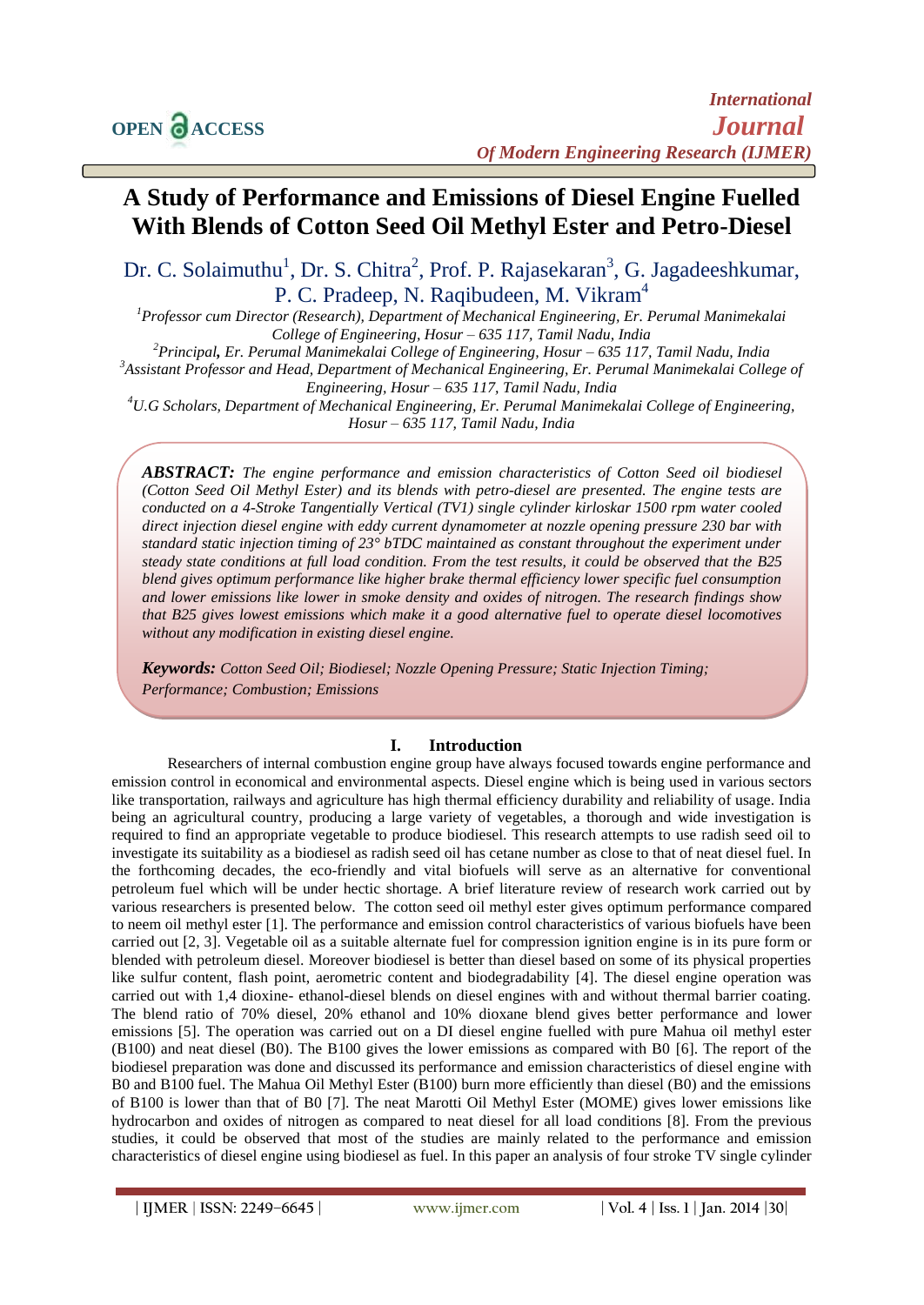# A Study of Performance and Emissions of Diesel Engine Fuelled With Blends of Cotton Seed Oil Methyl Ester and Petro-Diesel

Dr. C. Solaimuthu[1], Dr. S. Chitra[2], Prof. P. Rajasekaran[3], G. Jagadeeshkumar, P. C. Pradeep, N. Raqibudeen, M. Vikram[4]

[1]*Professor cum Director (Research), Department of Mechanical Engineering, Er. Perumal Manimekalai College of Engineering, Hosur – 635 117, Tamil Nadu, India*

[2]*Principal, Er. Perumal Manimekalai College of Engineering, Hosur – 635 117, Tamil Nadu, India*

[3]*Assistant Professor and Head, Department of Mechanical Engineering, Er. Perumal Manimekalai College of Engineering, Hosur – 635 117, Tamil Nadu, India*

[4]*U.G Scholars, Department of Mechanical Engineering, Er. Perumal Manimekalai College of Engineering, Hosur – 635 117, Tamil Nadu, India*

***ABSTRACT:*** *The engine performance and emission characteristics of Cotton Seed oil biodiesel (Cotton Seed Oil Methyl Ester) and its blends with petro-diesel are presented. The engine tests are conducted on a 4-Stroke Tangentially Vertical (TV1) single cylinder kirloskar 1500 rpm water cooled direct injection diesel engine with eddy current dynamometer at nozzle opening pressure 230 bar with standard static injection timing of 23° bTDC maintained as constant throughout the experiment under steady state conditions at full load condition. From the test results, it could be observed that the B25 blend gives optimum performance like higher brake thermal efficiency lower specific fuel consumption and lower emissions like lower in smoke density and oxides of nitrogen. The research findings show that B25 gives lowest emissions which make it a good alternative fuel to operate diesel locomotives without any modification in existing diesel engine.*

***Keywords:*** *Cotton Seed Oil; Biodiesel; Nozzle Opening Pressure; Static Injection Timing; Performance; Combustion; Emissions*

## I. Introduction

Researchers of internal combustion engine group have always focused towards engine performance and emission control in economical and environmental aspects. Diesel engine which is being used in various sectors like transportation, railways and agriculture has high thermal efficiency durability and reliability of usage. India being an agricultural country, producing a large variety of vegetables, a thorough and wide investigation is required to find an appropriate vegetable to produce biodiesel. This research attempts to use radish seed oil to investigate its suitability as a biodiesel as radish seed oil has cetane number as close to that of neat diesel fuel. In the forthcoming decades, the eco-friendly and vital biofuels will serve as an alternative for conventional petroleum fuel which will be under hectic shortage. A brief literature review of research work carried out by various researchers is presented below. The cotton seed oil methyl ester gives optimum performance compared to neem oil methyl ester [1]. The performance and emission control characteristics of various biofuels have been carried out [2, 3]. Vegetable oil as a suitable alternate fuel for compression ignition engine is in its pure form or blended with petroleum diesel. Moreover biodiesel is better than diesel based on some of its physical properties like sulfur content, flash point, aerometric content and biodegradability [4]. The diesel engine operation was carried out with 1,4 dioxine- ethanol-diesel blends on diesel engines with and without thermal barrier coating. The blend ratio of 70% diesel, 20% ethanol and 10% dioxane blend gives better performance and lower emissions [5]. The operation was carried out on a DI diesel engine fuelled with pure Mahua oil methyl ester (B100) and neat diesel (B0). The B100 gives the lower emissions as compared with B0 [6]. The report of the biodiesel preparation was done and discussed its performance and emission characteristics of diesel engine with B0 and B100 fuel. The Mahua Oil Methyl Ester (B100) burn more efficiently than diesel (B0) and the emissions of B100 is lower than that of B0 [7]. The neat Marotti Oil Methyl Ester (MOME) gives lower emissions like hydrocarbon and oxides of nitrogen as compared to neat diesel for all load conditions [8]. From the previous studies, it could be observed that most of the studies are mainly related to the performance and emission characteristics of diesel engine using biodiesel as fuel. In this paper an analysis of four stroke TV single cylinder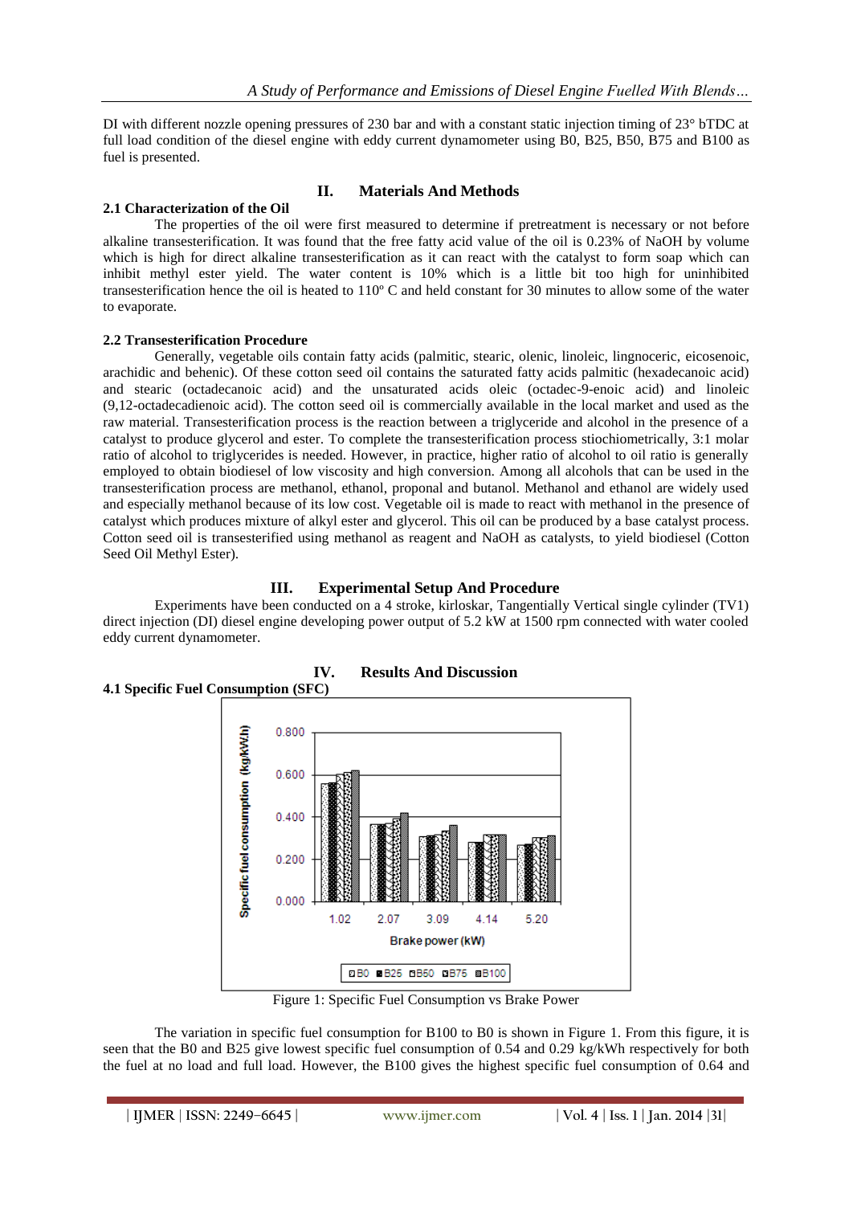DI with different nozzle opening pressures of 230 bar and with a constant static injection timing of 23° bTDC at full load condition of the diesel engine with eddy current dynamometer using B0, B25, B50, B75 and B100 as fuel is presented.

## II. Materials And Methods

### 2.1 Characterization of the Oil

The properties of the oil were first measured to determine if pretreatment is necessary or not before alkaline transesterification. It was found that the free fatty acid value of the oil is 0.23% of NaOH by volume which is high for direct alkaline transesterification as it can react with the catalyst to form soap which can inhibit methyl ester yield. The water content is 10% which is a little bit too high for uninhibited transesterification hence the oil is heated to 110º C and held constant for 30 minutes to allow some of the water to evaporate.

### 2.2 Transesterification Procedure

Generally, vegetable oils contain fatty acids (palmitic, stearic, olenic, linoleic, lingnoceric, eicosenoic, arachidic and behenic). Of these cotton seed oil contains the saturated fatty acids palmitic (hexadecanoic acid) and stearic (octadecanoic acid) and the unsaturated acids oleic (octadec-9-enoic acid) and linoleic (9,12-octadecadienoic acid). The cotton seed oil is commercially available in the local market and used as the raw material. Transesterification process is the reaction between a triglyceride and alcohol in the presence of a catalyst to produce glycerol and ester. To complete the transesterification process stiochiometrically, 3:1 molar ratio of alcohol to triglycerides is needed. However, in practice, higher ratio of alcohol to oil ratio is generally employed to obtain biodiesel of low viscosity and high conversion. Among all alcohols that can be used in the transesterification process are methanol, ethanol, proponal and butanol. Methanol and ethanol are widely used and especially methanol because of its low cost. Vegetable oil is made to react with methanol in the presence of catalyst which produces mixture of alkyl ester and glycerol. This oil can be produced by a base catalyst process. Cotton seed oil is transesterified using methanol as reagent and NaOH as catalysts, to yield biodiesel (Cotton Seed Oil Methyl Ester).

## III. Experimental Setup And Procedure

Experiments have been conducted on a 4 stroke, kirloskar, Tangentially Vertical single cylinder (TV1) direct injection (DI) diesel engine developing power output of 5.2 kW at 1500 rpm connected with water cooled eddy current dynamometer.

## IV. Results And Discussion

### 4.1 Specific Fuel Consumption (SFC)

Figure 1: Specific Fuel Consumption vs Brake Power

The variation in specific fuel consumption for B100 to B0 is shown in Figure 1. From this figure, it is seen that the B0 and B25 give lowest specific fuel consumption of 0.54 and 0.29 kg/kWh respectively for both the fuel at no load and full load. However, the B100 gives the highest specific fuel consumption of 0.64 and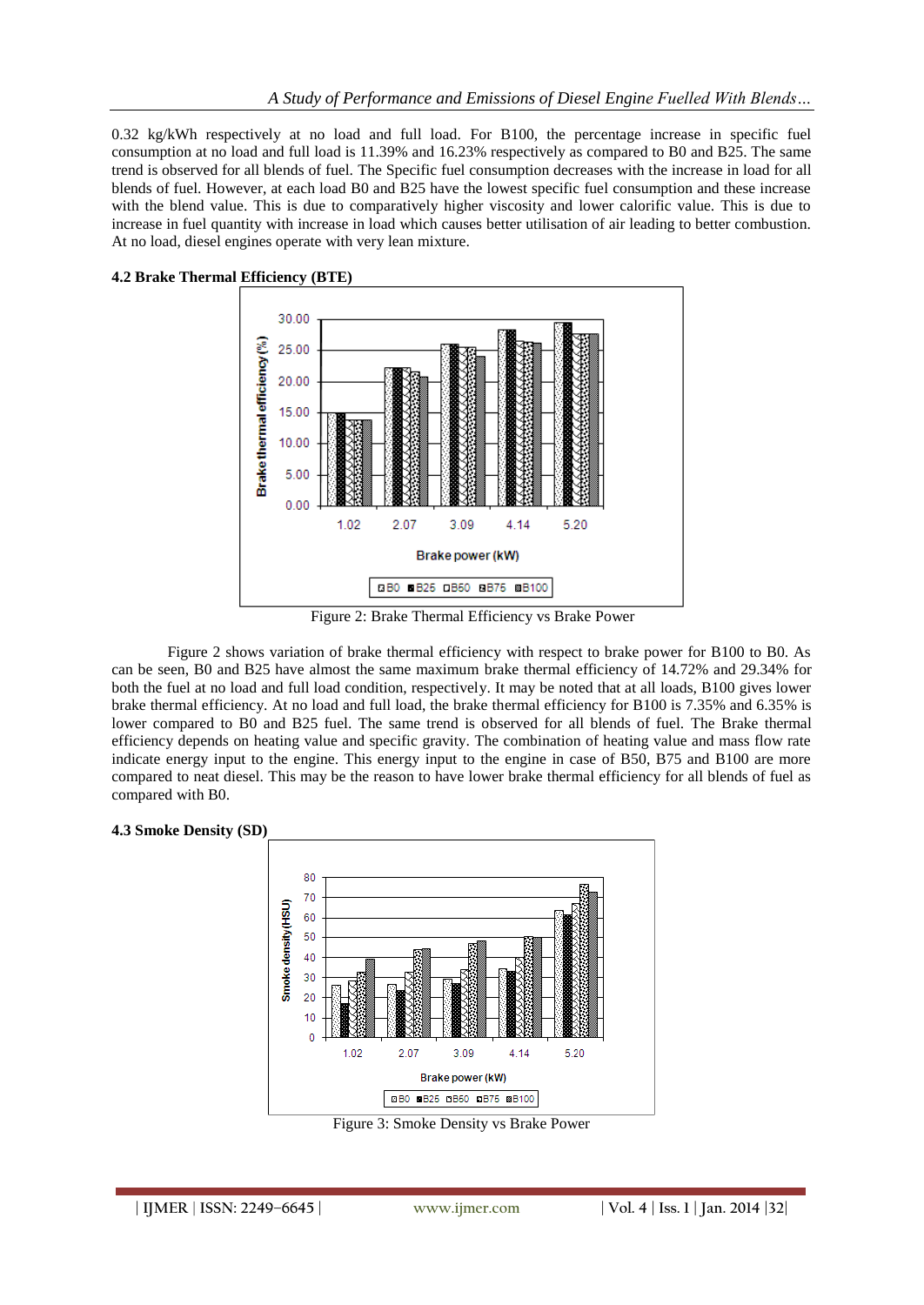0.32 kg/kWh respectively at no load and full load. For B100, the percentage increase in specific fuel consumption at no load and full load is 11.39% and 16.23% respectively as compared to B0 and B25. The same trend is observed for all blends of fuel. The Specific fuel consumption decreases with the increase in load for all blends of fuel. However, at each load B0 and B25 have the lowest specific fuel consumption and these increase with the blend value. This is due to comparatively higher viscosity and lower calorific value. This is due to increase in fuel quantity with increase in load which causes better utilisation of air leading to better combustion. At no load, diesel engines operate with very lean mixture.

### 4.2 Brake Thermal Efficiency (BTE)

Figure 2: Brake Thermal Efficiency vs Brake Power

Figure 2 shows variation of brake thermal efficiency with respect to brake power for B100 to B0. As can be seen, B0 and B25 have almost the same maximum brake thermal efficiency of 14.72% and 29.34% for both the fuel at no load and full load condition, respectively. It may be noted that at all loads, B100 gives lower brake thermal efficiency. At no load and full load, the brake thermal efficiency for B100 is 7.35% and 6.35% is lower compared to B0 and B25 fuel. The same trend is observed for all blends of fuel. The Brake thermal efficiency depends on heating value and specific gravity. The combination of heating value and mass flow rate indicate energy input to the engine. This energy input to the engine in case of B50, B75 and B100 are more compared to neat diesel. This may be the reason to have lower brake thermal efficiency for all blends of fuel as compared with B0.

### 4.3 Smoke Density (SD)

Figure 3: Smoke Density vs Brake Power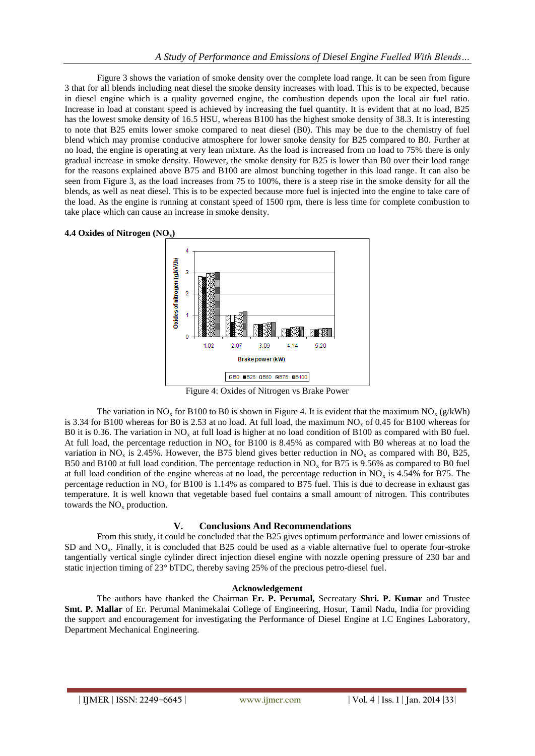Figure 3 shows the variation of smoke density over the complete load range. It can be seen from figure 3 that for all blends including neat diesel the smoke density increases with load. This is to be expected, because in diesel engine which is a quality governed engine, the combustion depends upon the local air fuel ratio. Increase in load at constant speed is achieved by increasing the fuel quantity. It is evident that at no load, B25 has the lowest smoke density of 16.5 HSU, whereas B100 has the highest smoke density of 38.3. It is interesting to note that B25 emits lower smoke compared to neat diesel (B0). This may be due to the chemistry of fuel blend which may promise conducive atmosphere for lower smoke density for B25 compared to B0. Further at no load, the engine is operating at very lean mixture. As the load is increased from no load to 75% there is only gradual increase in smoke density. However, the smoke density for B25 is lower than B0 over their load range for the reasons explained above B75 and B100 are almost bunching together in this load range. It can also be seen from Figure 3, as the load increases from 75 to 100%, there is a steep rise in the smoke density for all the blends, as well as neat diesel. This is to be expected because more fuel is injected into the engine to take care of the load. As the engine is running at constant speed of 1500 rpm, there is less time for complete combustion to take place which can cause an increase in smoke density.

**4.4 Oxides of Nitrogen ($NO_x$)**

Figure 4: Oxides of Nitrogen vs Brake Power

The variation in $NO_x$ for B100 to B0 is shown in Figure 4. It is evident that the maximum $NO_x$ (g/kWh) is 3.34 for B100 whereas for B0 is 2.53 at no load. At full load, the maximum $NO_x$ of 0.45 for B100 whereas for B0 it is 0.36. The variation in $NO_x$ at full load is higher at no load condition of B100 as compared with B0 fuel. At full load, the percentage reduction in $NO_x$ for B100 is 8.45% as compared with B0 whereas at no load the variation in $NO_x$ is 2.45%. However, the B75 blend gives better reduction in $NO_x$ as compared with B0, B25, B50 and B100 at full load condition. The percentage reduction in $NO_x$ for B75 is 9.56% as compared to B0 fuel at full load condition of the engine whereas at no load, the percentage reduction in $NO_x$ is 4.54% for B75. The percentage reduction in $NO_x$ for B100 is 1.14% as compared to B75 fuel. This is due to decrease in exhaust gas temperature. It is well known that vegetable based fuel contains a small amount of nitrogen. This contributes towards the $NO_x$ production.

## V. Conclusions And Recommendations

From this study, it could be concluded that the B25 gives optimum performance and lower emissions of SD and $NO_x$. Finally, it is concluded that B25 could be used as a viable alternative fuel to operate four-stroke tangentially vertical single cylinder direct injection diesel engine with nozzle opening pressure of 230 bar and static injection timing of 23° bTDC, thereby saving 25% of the precious petro-diesel fuel.

### Acknowledgement

The authors have thanked the Chairman **Er. P. Perumal,** Secreatary **Shri. P. Kumar** and Trustee **Smt. P. Mallar** of Er. Perumal Manimekalai College of Engineering, Hosur, Tamil Nadu, India for providing the support and encouragement for investigating the Performance of Diesel Engine at I.C Engines Laboratory, Department Mechanical Engineering.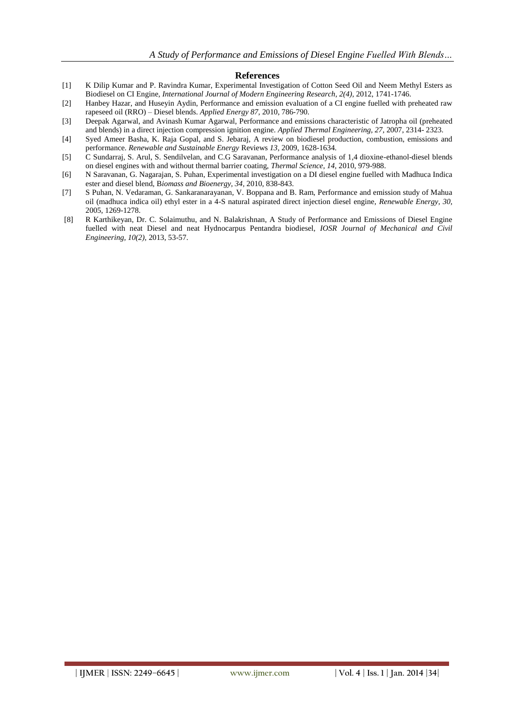## References

[1] K Dilip Kumar and P. Ravindra Kumar, Experimental Investigation of Cotton Seed Oil and Neem Methyl Esters as Biodiesel on CI Engine, *International Journal of Modern Engineering Research, 2(4)*, 2012, 1741-1746.

[2] Hanbey Hazar, and Huseyin Aydin, Performance and emission evaluation of a CI engine fuelled with preheated raw rapeseed oil (RRO) – Diesel blends. *Applied Energy 87,* 2010, 786-790.

[3] Deepak Agarwal, and Avinash Kumar Agarwal, Performance and emissions characteristic of Jatropha oil (preheated and blends) in a direct injection compression ignition engine. *Applied Thermal Engineering, 27,* 2007, 2314- 2323.

[4] Syed Ameer Basha, K. Raja Gopal, and S. Jebaraj, A review on biodiesel production, combustion, emissions and performance. *Renewable and Sustainable Energy* Reviews *13*, 2009, 1628-1634.

[5] C Sundarraj, S. Arul, S. Sendilvelan, and C.G Saravanan, Performance analysis of 1,4 dioxine-ethanol-diesel blends on diesel engines with and without thermal barrier coating, *Thermal Science, 14,* 2010, 979-988.

[6] N Saravanan, G. Nagarajan, S. Puhan, Experimental investigation on a DI diesel engine fuelled with Madhuca Indica ester and diesel blend, B*iomass and Bioenergy, 34,* 2010, 838-843.

[7] S Puhan, N. Vedaraman, G. Sankaranarayanan, V. Boppana and B. Ram, Performance and emission study of Mahua oil (madhuca indica oil) ethyl ester in a 4-S natural aspirated direct injection diesel engine, *Renewable Energy*, *30,* 2005, 1269-1278.

[8] R Karthikeyan, Dr. C. Solaimuthu, and N. Balakrishnan, A Study of Performance and Emissions of Diesel Engine fuelled with neat Diesel and neat Hydnocarpus Pentandra biodiesel, *IOSR Journal of Mechanical and Civil Engineering, 10(2)*, 2013, 53-57.